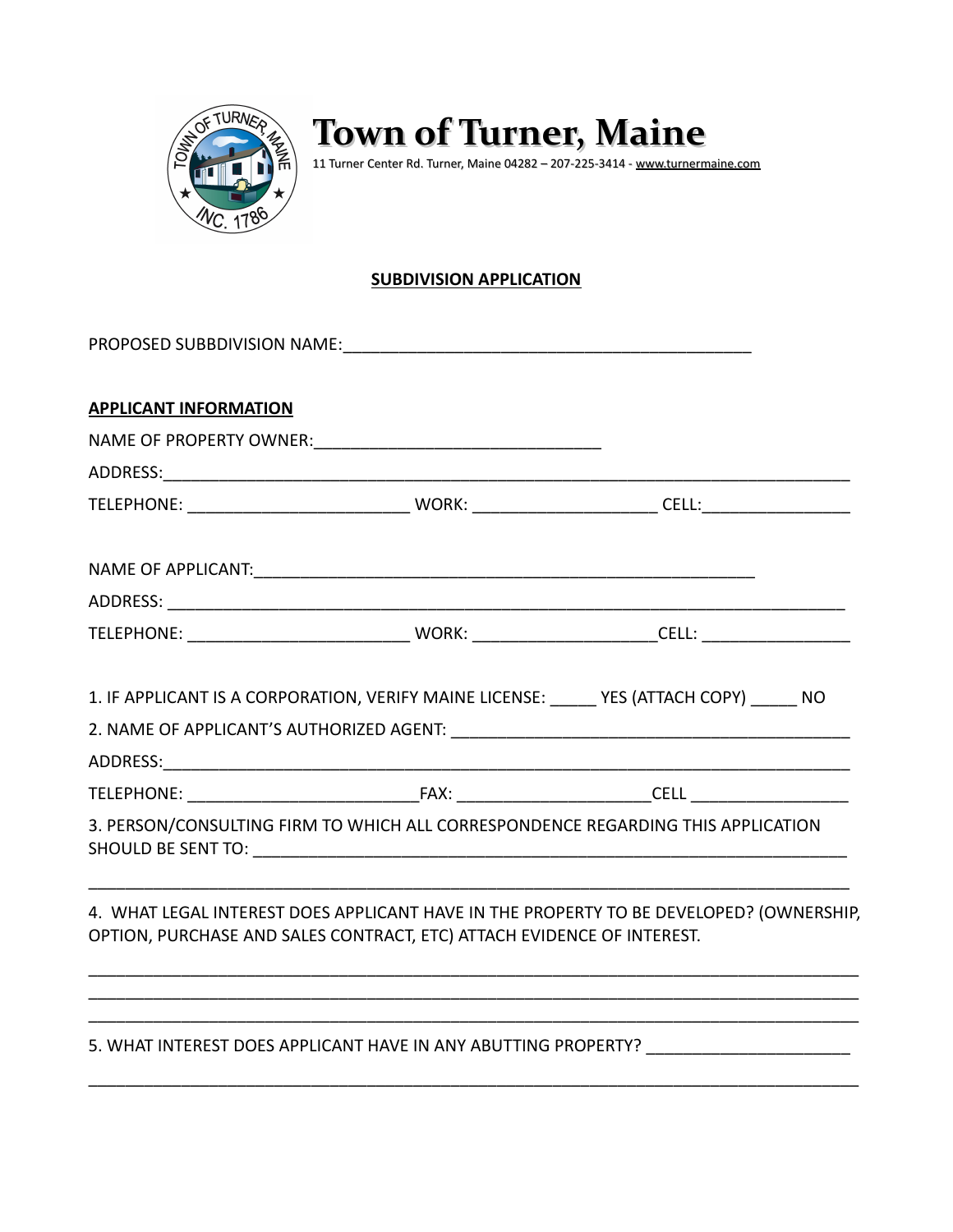# Town of Turner, Maine

11 Turner Center Rd. Turner, Maine 04282 – 207-225-3414 - www.turnermaine.com

## SUBDIVISION APPLICATION

PROPOSED SUBBDIVISION NAME:_____________________________________________

**APPLICANT INFORMATION**

NAME OF PROPERTY OWNER:_______________________________

ADDRESS:___________________________________________________________________________

TELEPHONE: ________________________ WORK: ____________________ CELL:________________

NAME OF APPLICANT:_______________________________________________________

ADDRESS: __________________________________________________________________________

TELEPHONE: ________________________ WORK: ____________________CELL: ________________

1. IF APPLICANT IS A CORPORATION, VERIFY MAINE LICENSE: _____ YES (ATTACH COPY) _____ NO

2. NAME OF APPLICANT'S AUTHORIZED AGENT: ____________________________________________

ADDRESS:___________________________________________________________________________

TELEPHONE: _________________________FAX: _____________________CELL _________________

3. PERSON/CONSULTING FIRM TO WHICH ALL CORRESPONDENCE REGARDING THIS APPLICATION SHOULD BE SENT TO: ______________________________________________________________

___________________________________________________________________________________

4. WHAT LEGAL INTEREST DOES APPLICANT HAVE IN THE PROPERTY TO BE DEVELOPED? (OWNERSHIP, OPTION, PURCHASE AND SALES CONTRACT, ETC) ATTACH EVIDENCE OF INTEREST.

___________________________________________________________________________________

___________________________________________________________________________________

___________________________________________________________________________________

5. WHAT INTEREST DOES APPLICANT HAVE IN ANY ABUTTING PROPERTY? ______________________

___________________________________________________________________________________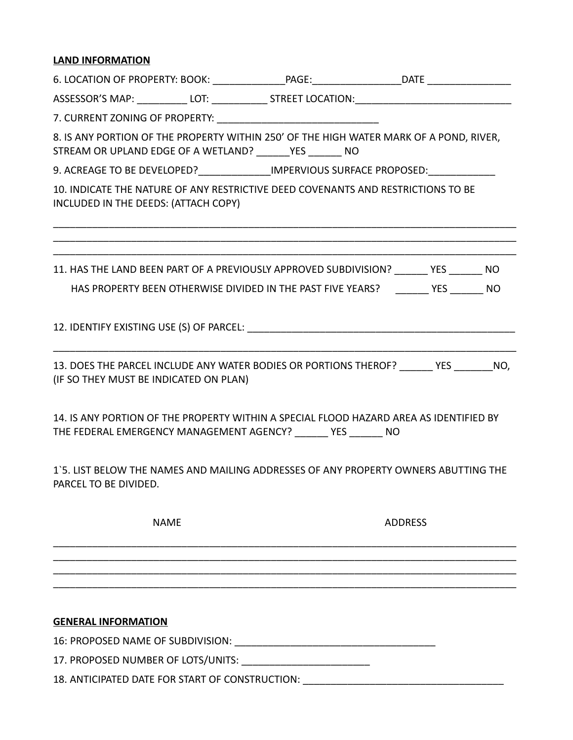**LAND INFORMATION**

6. LOCATION OF PROPERTY: BOOK: _____________PAGE:________________DATE _______________

ASSESSOR'S MAP: _________ LOT: __________ STREET LOCATION:____________________________

7. CURRENT ZONING OF PROPERTY: _____________________________

8. IS ANY PORTION OF THE PROPERTY WITHIN 250' OF THE HIGH WATER MARK OF A POND, RIVER, STREAM OR UPLAND EDGE OF A WETLAND? ______YES ______ NO

9. ACREAGE TO BE DEVELOPED?_____________IMPERVIOUS SURFACE PROPOSED:____________

10. INDICATE THE NATURE OF ANY RESTRICTIVE DEED COVENANTS AND RESTRICTIONS TO BE INCLUDED IN THE DEEDS: (ATTACH COPY)

______________________________________________________________________________________
______________________________________________________________________________________
______________________________________________________________________________________

11. HAS THE LAND BEEN PART OF A PREVIOUSLY APPROVED SUBDIVISION? ______ YES ______ NO

HAS PROPERTY BEEN OTHERWISE DIVIDED IN THE PAST FIVE YEARS? ______ YES ______ NO

12. IDENTIFY EXISTING USE (S) OF PARCEL: __________________________________________________

______________________________________________________________________________________

13. DOES THE PARCEL INCLUDE ANY WATER BODIES OR PORTIONS THEROF? ______ YES _______NO, (IF SO THEY MUST BE INDICATED ON PLAN)

14. IS ANY PORTION OF THE PROPERTY WITHIN A SPECIAL FLOOD HAZARD AREA AS IDENTIFIED BY THE FEDERAL EMERGENCY MANAGEMENT AGENCY? ______ YES ______ NO

1`5. LIST BELOW THE NAMES AND MAILING ADDRESSES OF ANY PROPERTY OWNERS ABUTTING THE PARCEL TO BE DIVIDED.

| NAME | ADDRESS |
|---|---|
| | |
| | |
| | |
| | |

**GENERAL INFORMATION**

16: PROPOSED NAME OF SUBDIVISION: ____________________________________

17. PROPOSED NUMBER OF LOTS/UNITS: _______________________

18. ANTICIPATED DATE FOR START OF CONSTRUCTION: ____________________________________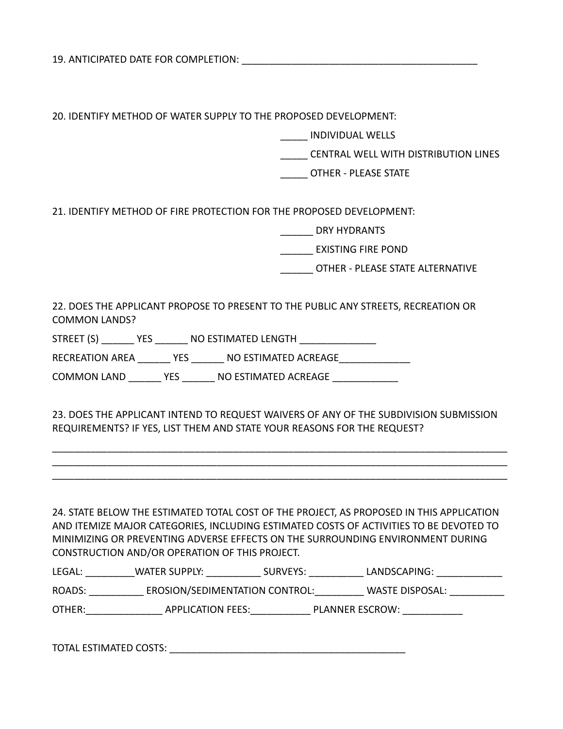19. ANTICIPATED DATE FOR COMPLETION: ____________________________________________

20. IDENTIFY METHOD OF WATER SUPPLY TO THE PROPOSED DEVELOPMENT:

_____ INDIVIDUAL WELLS

_____ CENTRAL WELL WITH DISTRIBUTION LINES

_____ OTHER - PLEASE STATE

21. IDENTIFY METHOD OF FIRE PROTECTION FOR THE PROPOSED DEVELOPMENT:

______ DRY HYDRANTS

______ EXISTING FIRE POND

______ OTHER - PLEASE STATE ALTERNATIVE

22. DOES THE APPLICANT PROPOSE TO PRESENT TO THE PUBLIC ANY STREETS, RECREATION OR COMMON LANDS?

STREET (S) ______ YES ______ NO ESTIMATED LENGTH ______________

RECREATION AREA ______ YES ______ NO ESTIMATED ACREAGE_____________

COMMON LAND ______ YES ______ NO ESTIMATED ACREAGE ____________

23. DOES THE APPLICANT INTEND TO REQUEST WAIVERS OF ANY OF THE SUBDIVISION SUBMISSION REQUIREMENTS? IF YES, LIST THEM AND STATE YOUR REASONS FOR THE REQUEST?

____________________________________________________________________________________
____________________________________________________________________________________
____________________________________________________________________________________

24. STATE BELOW THE ESTIMATED TOTAL COST OF THE PROJECT, AS PROPOSED IN THIS APPLICATION AND ITEMIZE MAJOR CATEGORIES, INCLUDING ESTIMATED COSTS OF ACTIVITIES TO BE DEVOTED TO MINIMIZING OR PREVENTING ADVERSE EFFECTS ON THE SURROUNDING ENVIRONMENT DURING CONSTRUCTION AND/OR OPERATION OF THIS PROJECT.

LEGAL: _________WATER SUPPLY: __________ SURVEYS: __________ LANDSCAPING: ____________

ROADS: __________ EROSION/SEDIMENTATION CONTROL:_________ WASTE DISPOSAL: __________

OTHER:______________ APPLICATION FEES:___________ PLANNER ESCROW: ___________

TOTAL ESTIMATED COSTS: ____________________________________________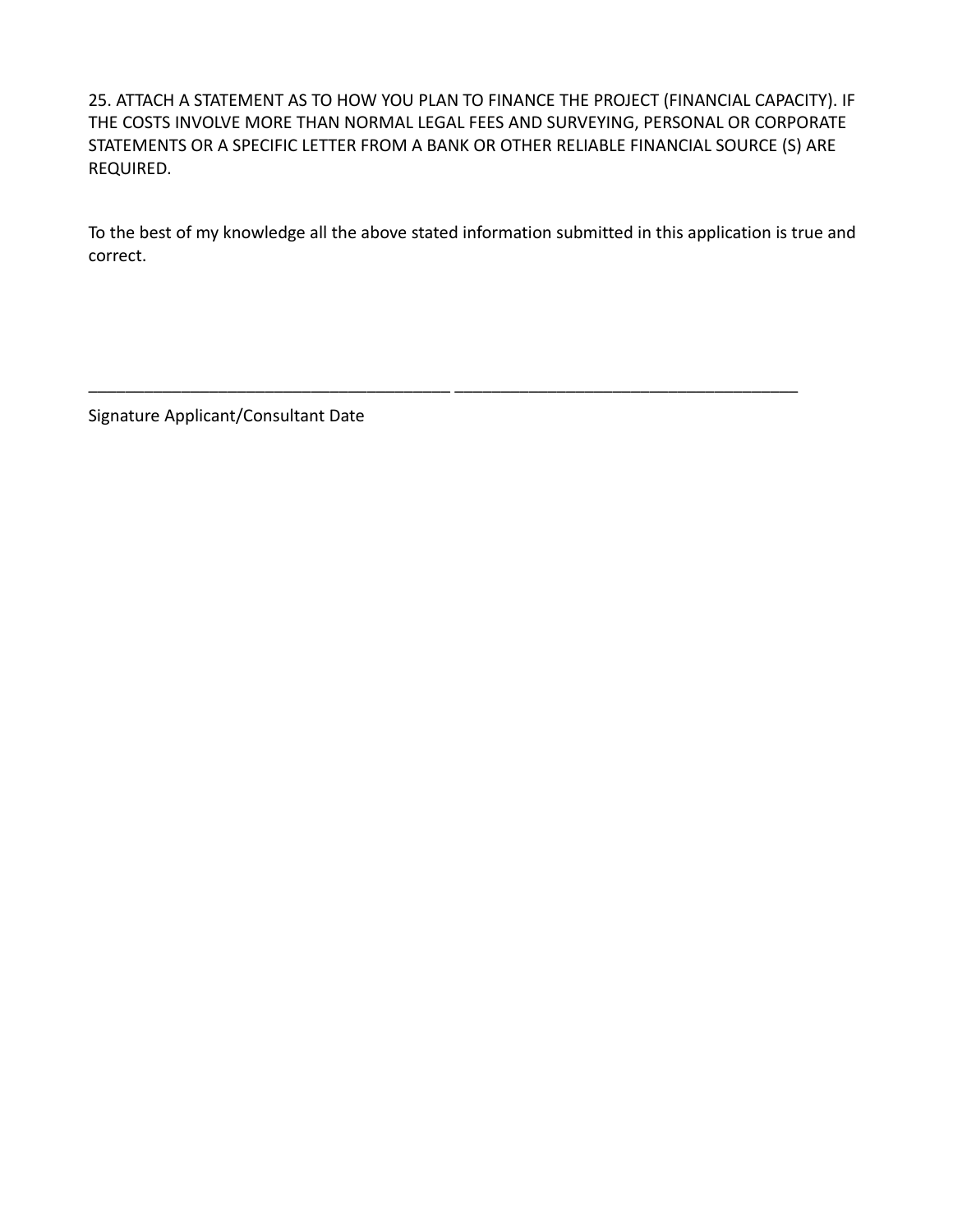25. ATTACH A STATEMENT AS TO HOW YOU PLAN TO FINANCE THE PROJECT (FINANCIAL CAPACITY). IF THE COSTS INVOLVE MORE THAN NORMAL LEGAL FEES AND SURVEYING, PERSONAL OR CORPORATE STATEMENTS OR A SPECIFIC LETTER FROM A BANK OR OTHER RELIABLE FINANCIAL SOURCE (S) ARE REQUIRED.

To the best of my knowledge all the above stated information submitted in this application is true and correct.

_______________________________________ _____________________________________

Signature Applicant/Consultant Date